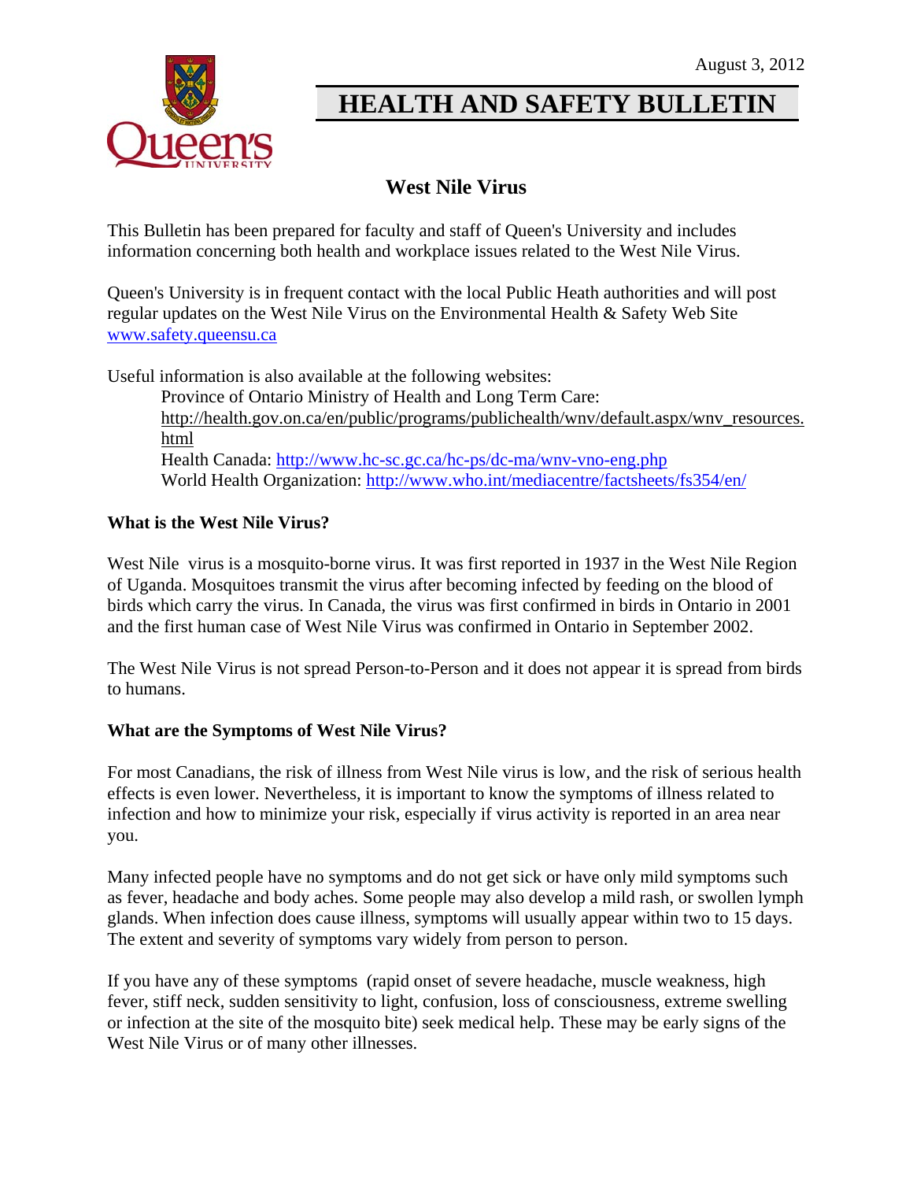August 3, 2012

# HEALTH AND SAFETY BULLETIN

## West Nile Virus

This Bulletin has been prepared for faculty and staff of Queen's University and includes information concerning both health and workplace issues related to the West Nile Virus.

Queen's University is in frequent contact with the local Public Heath authorities and will post regular updates on the West Nile Virus on the Environmental Health & Safety Web Site www.safety.queensu.ca

Useful information is also available at the following websites:

Province of Ontario Ministry of Health and Long Term Care: http://health.gov.on.ca/en/public/programs/publichealth/wnv/default.aspx/wnv_resources.html
Health Canada: http://www.hc-sc.gc.ca/hc-ps/dc-ma/wnv-vno-eng.php
World Health Organization: http://www.who.int/mediacentre/factsheets/fs354/en/

**What is the West Nile Virus?**

West Nile virus is a mosquito-borne virus. It was first reported in 1937 in the West Nile Region of Uganda. Mosquitoes transmit the virus after becoming infected by feeding on the blood of birds which carry the virus. In Canada, the virus was first confirmed in birds in Ontario in 2001 and the first human case of West Nile Virus was confirmed in Ontario in September 2002.

The West Nile Virus is not spread Person-to-Person and it does not appear it is spread from birds to humans.

**What are the Symptoms of West Nile Virus?**

For most Canadians, the risk of illness from West Nile virus is low, and the risk of serious health effects is even lower. Nevertheless, it is important to know the symptoms of illness related to infection and how to minimize your risk, especially if virus activity is reported in an area near you.

Many infected people have no symptoms and do not get sick or have only mild symptoms such as fever, headache and body aches. Some people may also develop a mild rash, or swollen lymph glands. When infection does cause illness, symptoms will usually appear within two to 15 days. The extent and severity of symptoms vary widely from person to person.

If you have any of these symptoms (rapid onset of severe headache, muscle weakness, high fever, stiff neck, sudden sensitivity to light, confusion, loss of consciousness, extreme swelling or infection at the site of the mosquito bite) seek medical help. These may be early signs of the West Nile Virus or of many other illnesses.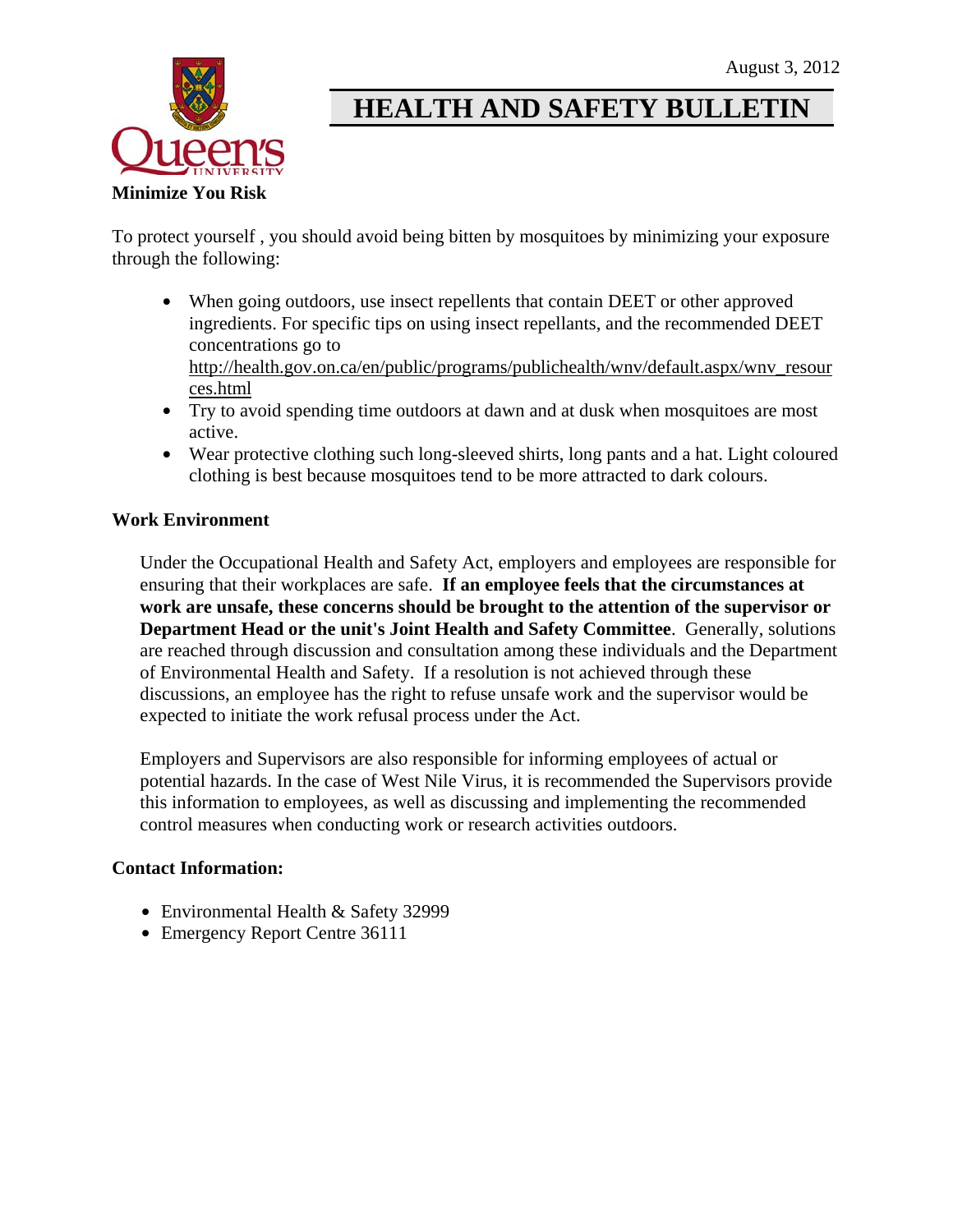August 3, 2012

# HEALTH AND SAFETY BULLETIN

**Minimize You Risk**

To protect yourself , you should avoid being bitten by mosquitoes by minimizing your exposure through the following:

- When going outdoors, use insect repellents that contain DEET or other approved ingredients. For specific tips on using insect repellants, and the recommended DEET concentrations go to http://health.gov.on.ca/en/public/programs/publichealth/wnv/default.aspx/wnv_resources.html
- Try to avoid spending time outdoors at dawn and at dusk when mosquitoes are most active.
- Wear protective clothing such long-sleeved shirts, long pants and a hat. Light coloured clothing is best because mosquitoes tend to be more attracted to dark colours.

**Work Environment**

Under the Occupational Health and Safety Act, employers and employees are responsible for ensuring that their workplaces are safe. **If an employee feels that the circumstances at work are unsafe, these concerns should be brought to the attention of the supervisor or Department Head or the unit's Joint Health and Safety Committee**. Generally, solutions are reached through discussion and consultation among these individuals and the Department of Environmental Health and Safety. If a resolution is not achieved through these discussions, an employee has the right to refuse unsafe work and the supervisor would be expected to initiate the work refusal process under the Act.

Employers and Supervisors are also responsible for informing employees of actual or potential hazards. In the case of West Nile Virus, it is recommended the Supervisors provide this information to employees, as well as discussing and implementing the recommended control measures when conducting work or research activities outdoors.

**Contact Information:**

- Environmental Health & Safety 32999
- Emergency Report Centre 36111